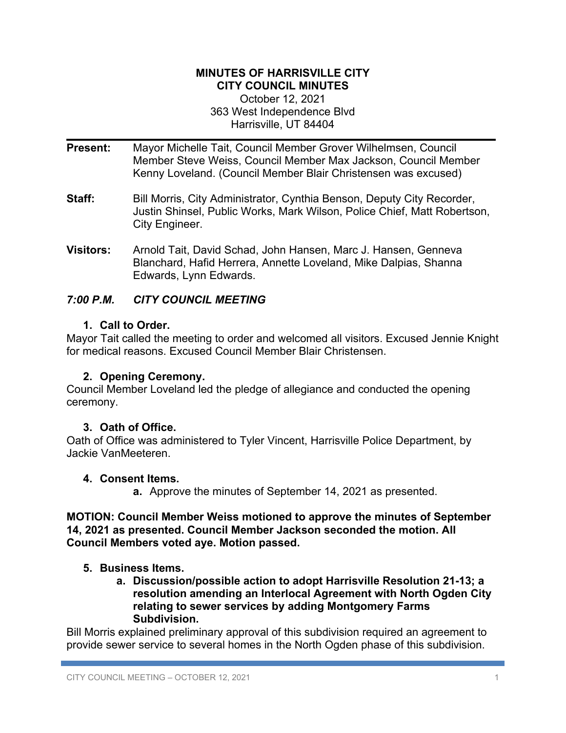# MINUTES OF HARRISVILLE CITY
# CITY COUNCIL MINUTES

October 12, 2021
363 West Independence Blvd
Harrisville, UT 84404

---

**Present:** Mayor Michelle Tait, Council Member Grover Wilhelmsen, Council Member Steve Weiss, Council Member Max Jackson, Council Member Kenny Loveland. (Council Member Blair Christensen was excused)

**Staff:** Bill Morris, City Administrator, Cynthia Benson, Deputy City Recorder, Justin Shinsel, Public Works, Mark Wilson, Police Chief, Matt Robertson, City Engineer.

**Visitors:** Arnold Tait, David Schad, John Hansen, Marc J. Hansen, Genneva Blanchard, Hafid Herrera, Annette Loveland, Mike Dalpias, Shanna Edwards, Lynn Edwards.

## *7:00 P.M. CITY COUNCIL MEETING*

### 1. Call to Order.

Mayor Tait called the meeting to order and welcomed all visitors. Excused Jennie Knight for medical reasons. Excused Council Member Blair Christensen.

### 2. Opening Ceremony.

Council Member Loveland led the pledge of allegiance and conducted the opening ceremony.

### 3. Oath of Office.

Oath of Office was administered to Tyler Vincent, Harrisville Police Department, by Jackie VanMeeteren.

### 4. Consent Items.

**a.** Approve the minutes of September 14, 2021 as presented.

**MOTION: Council Member Weiss motioned to approve the minutes of September 14, 2021 as presented. Council Member Jackson seconded the motion. All Council Members voted aye. Motion passed.**

### 5. Business Items.

**a. Discussion/possible action to adopt Harrisville Resolution 21-13; a resolution amending an Interlocal Agreement with North Ogden City relating to sewer services by adding Montgomery Farms Subdivision.**

Bill Morris explained preliminary approval of this subdivision required an agreement to provide sewer service to several homes in the North Ogden phase of this subdivision.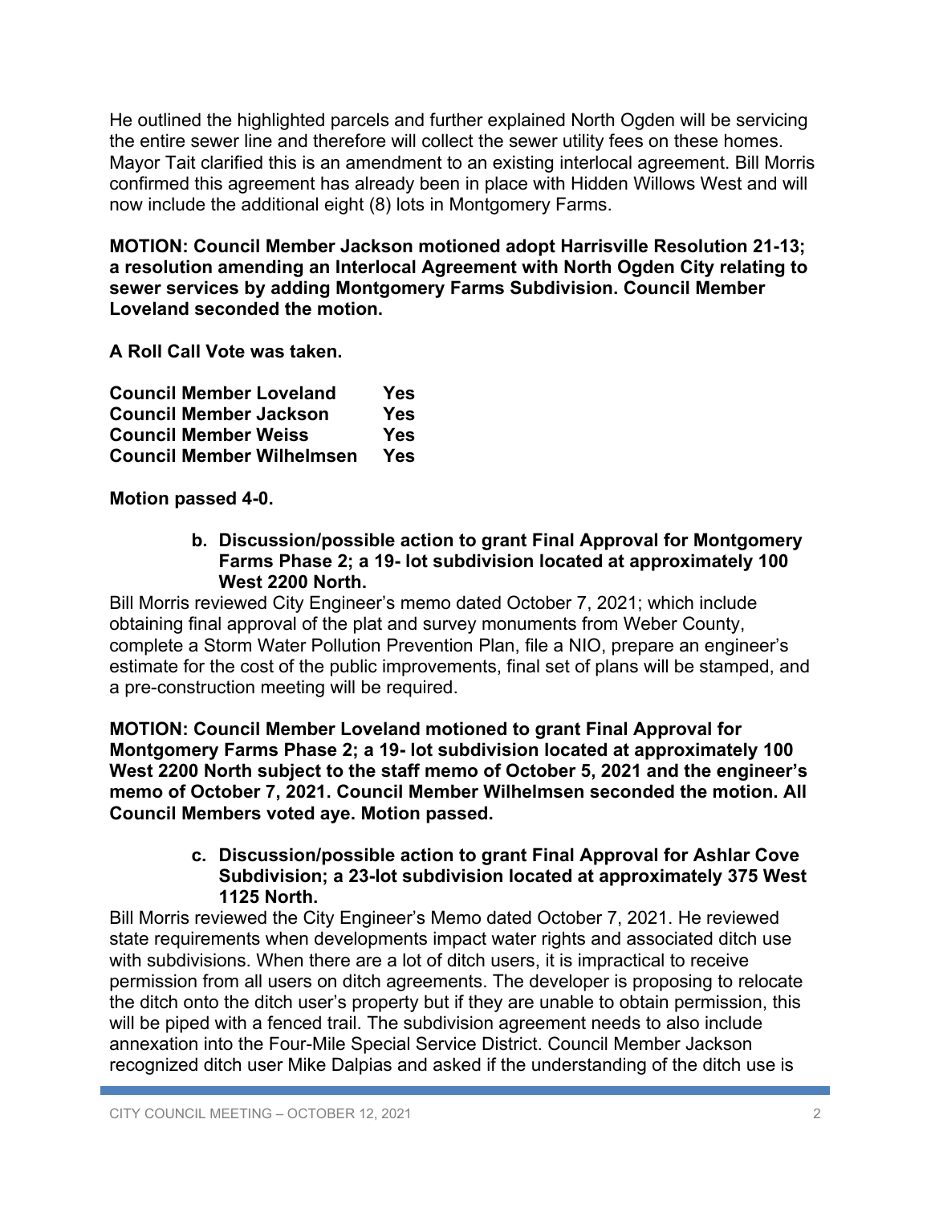He outlined the highlighted parcels and further explained North Ogden will be servicing the entire sewer line and therefore will collect the sewer utility fees on these homes. Mayor Tait clarified this is an amendment to an existing interlocal agreement. Bill Morris confirmed this agreement has already been in place with Hidden Willows West and will now include the additional eight (8) lots in Montgomery Farms.

**MOTION: Council Member Jackson motioned adopt Harrisville Resolution 21-13; a resolution amending an Interlocal Agreement with North Ogden City relating to sewer services by adding Montgomery Farms Subdivision. Council Member Loveland seconded the motion.**

**A Roll Call Vote was taken.**

| | |
|---|---|
| **Council Member Loveland** | **Yes** |
| **Council Member Jackson** | **Yes** |
| **Council Member Weiss** | **Yes** |
| **Council Member Wilhelmsen** | **Yes** |

**Motion passed 4-0.**

**b. Discussion/possible action to grant Final Approval for Montgomery Farms Phase 2; a 19- lot subdivision located at approximately 100 West 2200 North.**

Bill Morris reviewed City Engineer's memo dated October 7, 2021; which include obtaining final approval of the plat and survey monuments from Weber County, complete a Storm Water Pollution Prevention Plan, file a NIO, prepare an engineer's estimate for the cost of the public improvements, final set of plans will be stamped, and a pre-construction meeting will be required.

**MOTION: Council Member Loveland motioned to grant Final Approval for Montgomery Farms Phase 2; a 19- lot subdivision located at approximately 100 West 2200 North subject to the staff memo of October 5, 2021 and the engineer's memo of October 7, 2021. Council Member Wilhelmsen seconded the motion. All Council Members voted aye. Motion passed.**

**c. Discussion/possible action to grant Final Approval for Ashlar Cove Subdivision; a 23-lot subdivision located at approximately 375 West 1125 North.**

Bill Morris reviewed the City Engineer's Memo dated October 7, 2021. He reviewed state requirements when developments impact water rights and associated ditch use with subdivisions. When there are a lot of ditch users, it is impractical to receive permission from all users on ditch agreements. The developer is proposing to relocate the ditch onto the ditch user's property but if they are unable to obtain permission, this will be piped with a fenced trail. The subdivision agreement needs to also include annexation into the Four-Mile Special Service District. Council Member Jackson recognized ditch user Mike Dalpias and asked if the understanding of the ditch use is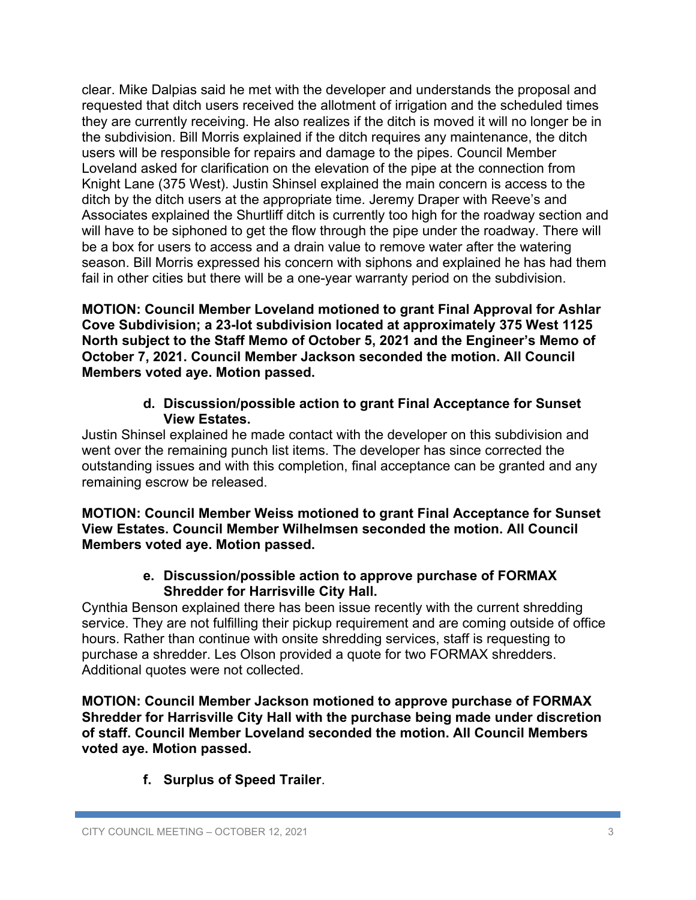clear. Mike Dalpias said he met with the developer and understands the proposal and requested that ditch users received the allotment of irrigation and the scheduled times they are currently receiving. He also realizes if the ditch is moved it will no longer be in the subdivision. Bill Morris explained if the ditch requires any maintenance, the ditch users will be responsible for repairs and damage to the pipes. Council Member Loveland asked for clarification on the elevation of the pipe at the connection from Knight Lane (375 West). Justin Shinsel explained the main concern is access to the ditch by the ditch users at the appropriate time. Jeremy Draper with Reeve's and Associates explained the Shurtliff ditch is currently too high for the roadway section and will have to be siphoned to get the flow through the pipe under the roadway. There will be a box for users to access and a drain value to remove water after the watering season. Bill Morris expressed his concern with siphons and explained he has had them fail in other cities but there will be a one-year warranty period on the subdivision.

**MOTION: Council Member Loveland motioned to grant Final Approval for Ashlar Cove Subdivision; a 23-lot subdivision located at approximately 375 West 1125 North subject to the Staff Memo of October 5, 2021 and the Engineer's Memo of October 7, 2021. Council Member Jackson seconded the motion. All Council Members voted aye. Motion passed.**

**d. Discussion/possible action to grant Final Acceptance for Sunset View Estates.**

Justin Shinsel explained he made contact with the developer on this subdivision and went over the remaining punch list items. The developer has since corrected the outstanding issues and with this completion, final acceptance can be granted and any remaining escrow be released.

**MOTION: Council Member Weiss motioned to grant Final Acceptance for Sunset View Estates. Council Member Wilhelmsen seconded the motion. All Council Members voted aye. Motion passed.**

**e. Discussion/possible action to approve purchase of FORMAX Shredder for Harrisville City Hall.**

Cynthia Benson explained there has been issue recently with the current shredding service. They are not fulfilling their pickup requirement and are coming outside of office hours. Rather than continue with onsite shredding services, staff is requesting to purchase a shredder. Les Olson provided a quote for two FORMAX shredders. Additional quotes were not collected.

**MOTION: Council Member Jackson motioned to approve purchase of FORMAX Shredder for Harrisville City Hall with the purchase being made under discretion of staff. Council Member Loveland seconded the motion. All Council Members voted aye. Motion passed.**

**f. Surplus of Speed Trailer**.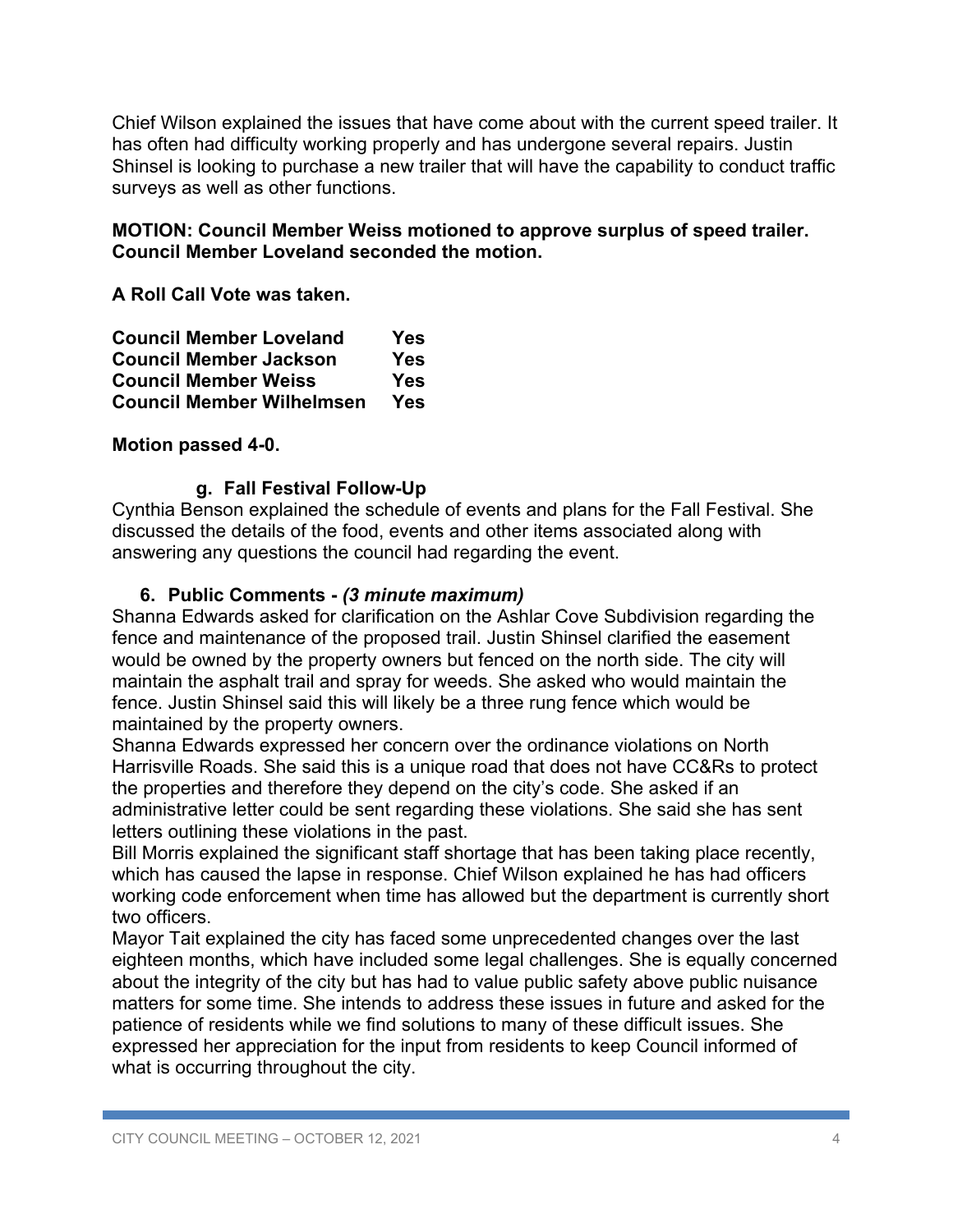Chief Wilson explained the issues that have come about with the current speed trailer. It has often had difficulty working properly and has undergone several repairs. Justin Shinsel is looking to purchase a new trailer that will have the capability to conduct traffic surveys as well as other functions.

**MOTION: Council Member Weiss motioned to approve surplus of speed trailer. Council Member Loveland seconded the motion.**

**A Roll Call Vote was taken.**

| | |
|---|---|
| **Council Member Loveland** | **Yes** |
| **Council Member Jackson** | **Yes** |
| **Council Member Weiss** | **Yes** |
| **Council Member Wilhelmsen** | **Yes** |

**Motion passed 4-0.**

### g. Fall Festival Follow-Up

Cynthia Benson explained the schedule of events and plans for the Fall Festival. She discussed the details of the food, events and other items associated along with answering any questions the council had regarding the event.

## 6. Public Comments - *(3 minute maximum)*

Shanna Edwards asked for clarification on the Ashlar Cove Subdivision regarding the fence and maintenance of the proposed trail. Justin Shinsel clarified the easement would be owned by the property owners but fenced on the north side. The city will maintain the asphalt trail and spray for weeds. She asked who would maintain the fence. Justin Shinsel said this will likely be a three rung fence which would be maintained by the property owners.

Shanna Edwards expressed her concern over the ordinance violations on North Harrisville Roads. She said this is a unique road that does not have CC&Rs to protect the properties and therefore they depend on the city's code. She asked if an administrative letter could be sent regarding these violations. She said she has sent letters outlining these violations in the past.

Bill Morris explained the significant staff shortage that has been taking place recently, which has caused the lapse in response. Chief Wilson explained he has had officers working code enforcement when time has allowed but the department is currently short two officers.

Mayor Tait explained the city has faced some unprecedented changes over the last eighteen months, which have included some legal challenges. She is equally concerned about the integrity of the city but has had to value public safety above public nuisance matters for some time. She intends to address these issues in future and asked for the patience of residents while we find solutions to many of these difficult issues. She expressed her appreciation for the input from residents to keep Council informed of what is occurring throughout the city.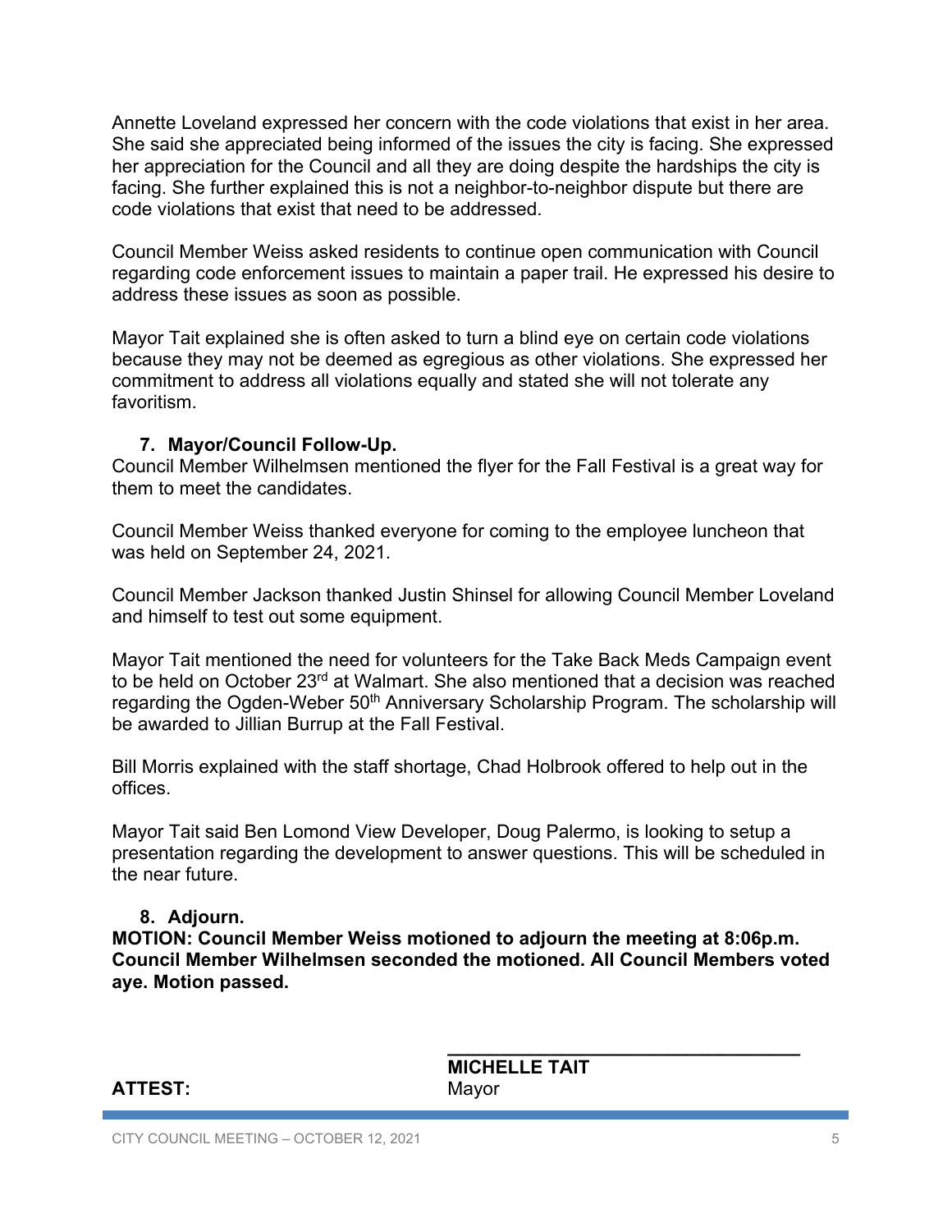Annette Loveland expressed her concern with the code violations that exist in her area. She said she appreciated being informed of the issues the city is facing. She expressed her appreciation for the Council and all they are doing despite the hardships the city is facing. She further explained this is not a neighbor-to-neighbor dispute but there are code violations that exist that need to be addressed.

Council Member Weiss asked residents to continue open communication with Council regarding code enforcement issues to maintain a paper trail. He expressed his desire to address these issues as soon as possible.

Mayor Tait explained she is often asked to turn a blind eye on certain code violations because they may not be deemed as egregious as other violations. She expressed her commitment to address all violations equally and stated she will not tolerate any favoritism.

**7. Mayor/Council Follow-Up.**

Council Member Wilhelmsen mentioned the flyer for the Fall Festival is a great way for them to meet the candidates.

Council Member Weiss thanked everyone for coming to the employee luncheon that was held on September 24, 2021.

Council Member Jackson thanked Justin Shinsel for allowing Council Member Loveland and himself to test out some equipment.

Mayor Tait mentioned the need for volunteers for the Take Back Meds Campaign event to be held on October 23rd at Walmart. She also mentioned that a decision was reached regarding the Ogden-Weber 50th Anniversary Scholarship Program. The scholarship will be awarded to Jillian Burrup at the Fall Festival.

Bill Morris explained with the staff shortage, Chad Holbrook offered to help out in the offices.

Mayor Tait said Ben Lomond View Developer, Doug Palermo, is looking to setup a presentation regarding the development to answer questions. This will be scheduled in the near future.

**8. Adjourn.**

**MOTION: Council Member Weiss motioned to adjourn the meeting at 8:06p.m. Council Member Wilhelmsen seconded the motioned. All Council Members voted aye. Motion passed.**

\_\_\_\_\_\_\_\_\_\_\_\_\_\_\_\_\_\_\_\_\_\_\_\_\_\_\_\_\_\_\_\_\_\_\_

**MICHELLE TAIT**
Mayor

**ATTEST:**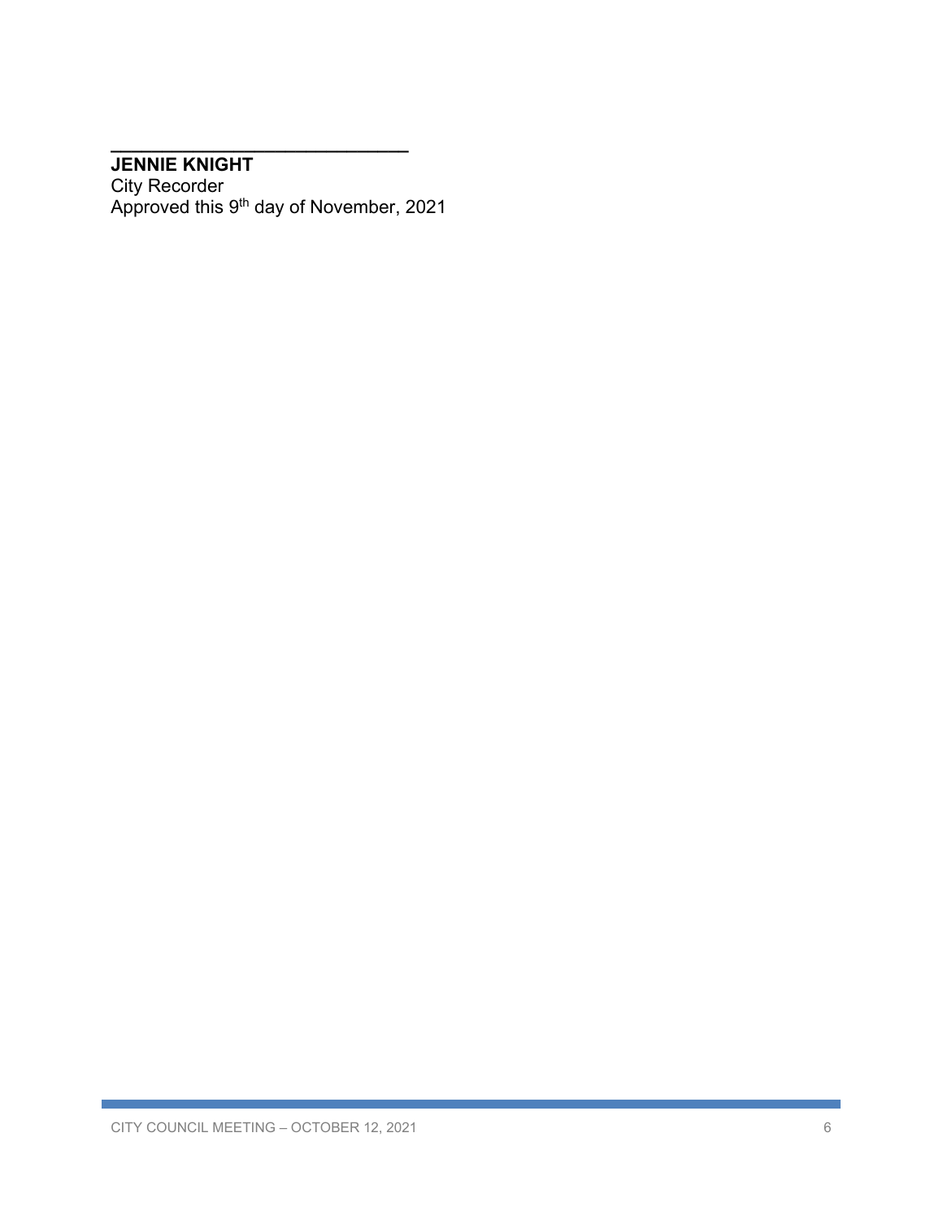______________________________

**JENNIE KNIGHT**
City Recorder
Approved this 9th day of November, 2021